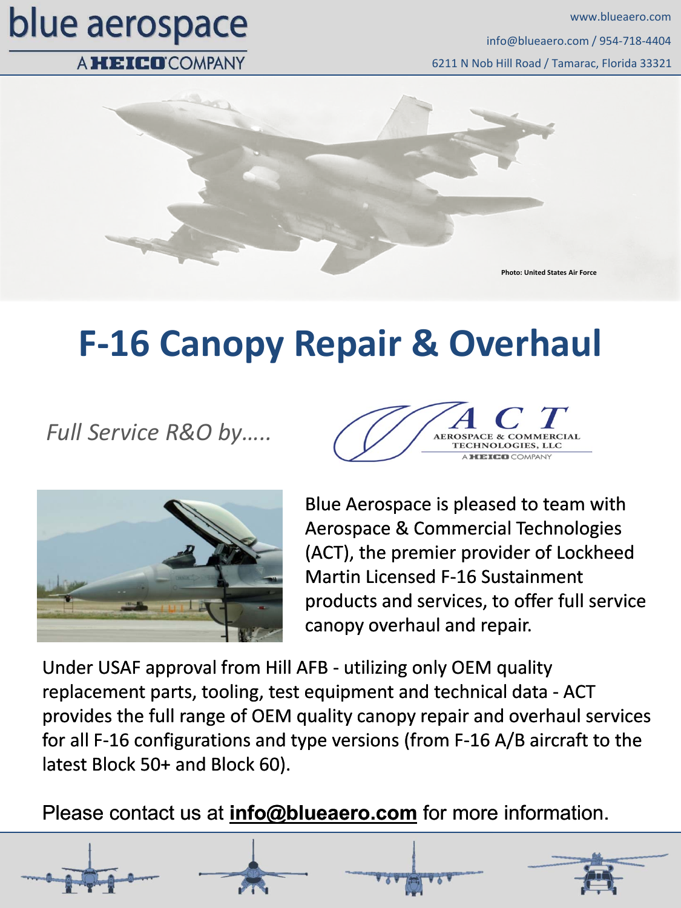blue aerospace

A HEICO COMPANY

www.blueaero.com

info@blueaero.com / 954-718-4404

6211 N Nob Hill Road / Tamarac, Florida 33321

Photo: United States Air Force

# F-16 Canopy Repair & Overhaul

*Full Service R&O by…..*

ACT AEROSPACE & COMMERCIAL TECHNOLOGIES, LLC — A HEICO COMPANY

Blue Aerospace is pleased to team with Aerospace & Commercial Technologies (ACT), the premier provider of Lockheed Martin Licensed F-16 Sustainment products and services, to offer full service canopy overhaul and repair.

Under USAF approval from Hill AFB - utilizing only OEM quality replacement parts, tooling, test equipment and technical data - ACT provides the full range of OEM quality canopy repair and overhaul services for all F-16 configurations and type versions (from F-16 A/B aircraft to the latest Block 50+ and Block 60).

Please contact us at **info@blueaero.com** for more information.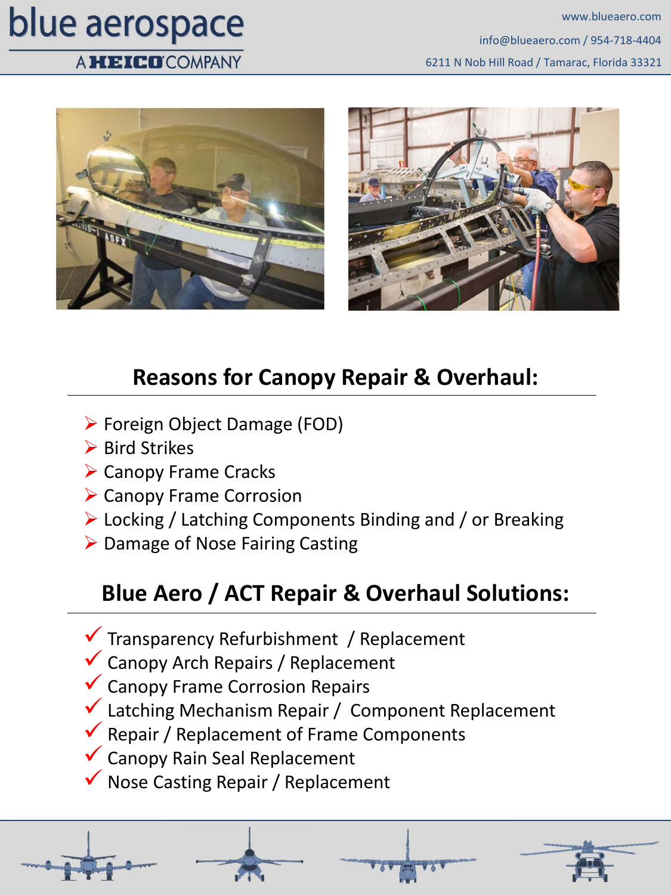## Reasons for Canopy Repair & Overhaul:

- Foreign Object Damage (FOD)
- Bird Strikes
- Canopy Frame Cracks
- Canopy Frame Corrosion
- Locking / Latching Components Binding and / or Breaking
- Damage of Nose Fairing Casting

## Blue Aero / ACT Repair & Overhaul Solutions:

- ✓ Transparency Refurbishment / Replacement
- ✓ Canopy Arch Repairs / Replacement
- ✓ Canopy Frame Corrosion Repairs
- ✓ Latching Mechanism Repair / Component Replacement
- ✓ Repair / Replacement of Frame Components
- ✓ Canopy Rain Seal Replacement
- ✓ Nose Casting Repair / Replacement